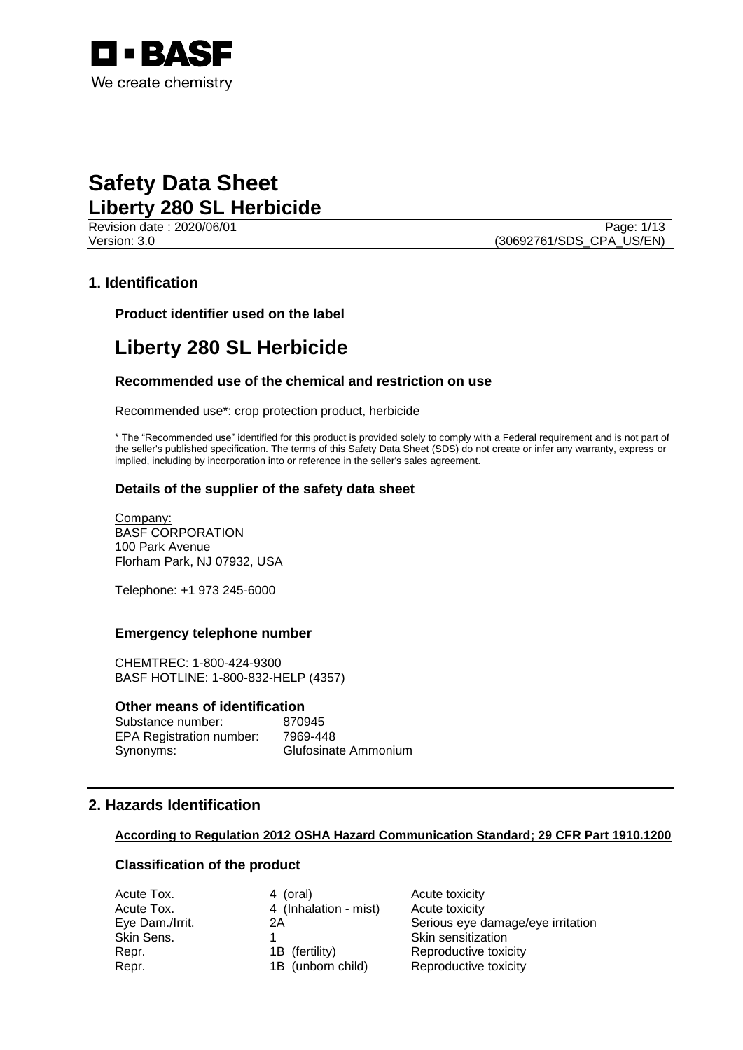# Safety Data Sheet

## Liberty 280 SL Herbicide

Revision date : 2020/06/01

Version: 3.0

(30692761/SDS_CPA_US/EN)

## 1. Identification

### Product identifier used on the label

# Liberty 280 SL Herbicide

### Recommended use of the chemical and restriction on use

Recommended use*: crop protection product, herbicide

\* The "Recommended use" identified for this product is provided solely to comply with a Federal requirement and is not part of the seller's published specification. The terms of this Safety Data Sheet (SDS) do not create or infer any warranty, express or implied, including by incorporation into or reference in the seller's sales agreement.

### Details of the supplier of the safety data sheet

Company:
BASF CORPORATION
100 Park Avenue
Florham Park, NJ 07932, USA

Telephone: +1 973 245-6000

### Emergency telephone number

CHEMTREC: 1-800-424-9300
BASF HOTLINE: 1-800-832-HELP (4357)

### Other means of identification

| | |
|---|---|
| Substance number: | 870945 |
| EPA Registration number: | 7969-448 |
| Synonyms: | Glufosinate Ammonium |

## 2. Hazards Identification

**According to Regulation 2012 OSHA Hazard Communication Standard; 29 CFR Part 1910.1200**

### Classification of the product

| | | |
|---|---|---|
| Acute Tox. | 4 (oral) | Acute toxicity |
| Acute Tox. | 4 (Inhalation - mist) | Acute toxicity |
| Eye Dam./Irrit. | 2A | Serious eye damage/eye irritation |
| Skin Sens. | 1 | Skin sensitization |
| Repr. | 1B (fertility) | Reproductive toxicity |
| Repr. | 1B (unborn child) | Reproductive toxicity |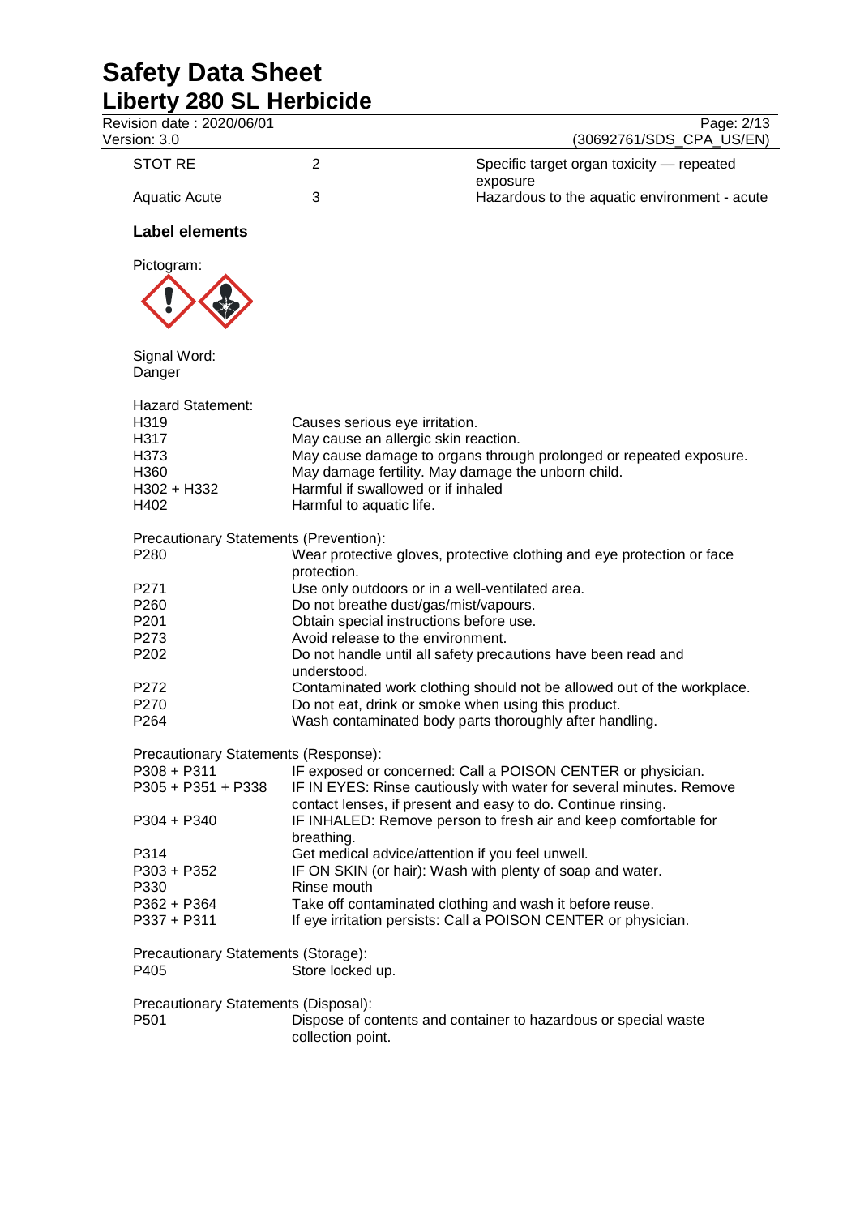| | | |
|---|---|---|
| STOT RE | 2 | Specific target organ toxicity — repeated exposure |
| Aquatic Acute | 3 | Hazardous to the aquatic environment - acute |

### Label elements

Pictogram:

Signal Word:
Danger

Hazard Statement:

| | |
|---|---|
| H319 | Causes serious eye irritation. |
| H317 | May cause an allergic skin reaction. |
| H373 | May cause damage to organs through prolonged or repeated exposure. |
| H360 | May damage fertility. May damage the unborn child. |
| H302 + H332 | Harmful if swallowed or if inhaled |
| H402 | Harmful to aquatic life. |

Precautionary Statements (Prevention):

| | |
|---|---|
| P280 | Wear protective gloves, protective clothing and eye protection or face protection. |
| P271 | Use only outdoors or in a well-ventilated area. |
| P260 | Do not breathe dust/gas/mist/vapours. |
| P201 | Obtain special instructions before use. |
| P273 | Avoid release to the environment. |
| P202 | Do not handle until all safety precautions have been read and understood. |
| P272 | Contaminated work clothing should not be allowed out of the workplace. |
| P270 | Do not eat, drink or smoke when using this product. |
| P264 | Wash contaminated body parts thoroughly after handling. |

Precautionary Statements (Response):

| | |
|---|---|
| P308 + P311 | IF exposed or concerned: Call a POISON CENTER or physician. |
| P305 + P351 + P338 | IF IN EYES: Rinse cautiously with water for several minutes. Remove contact lenses, if present and easy to do. Continue rinsing. |
| P304 + P340 | IF INHALED: Remove person to fresh air and keep comfortable for breathing. |
| P314 | Get medical advice/attention if you feel unwell. |
| P303 + P352 | IF ON SKIN (or hair): Wash with plenty of soap and water. |
| P330 | Rinse mouth |
| P362 + P364 | Take off contaminated clothing and wash it before reuse. |
| P337 + P311 | If eye irritation persists: Call a POISON CENTER or physician. |

Precautionary Statements (Storage):

| | |
|---|---|
| P405 | Store locked up. |

Precautionary Statements (Disposal):

| | |
|---|---|
| P501 | Dispose of contents and container to hazardous or special waste collection point. |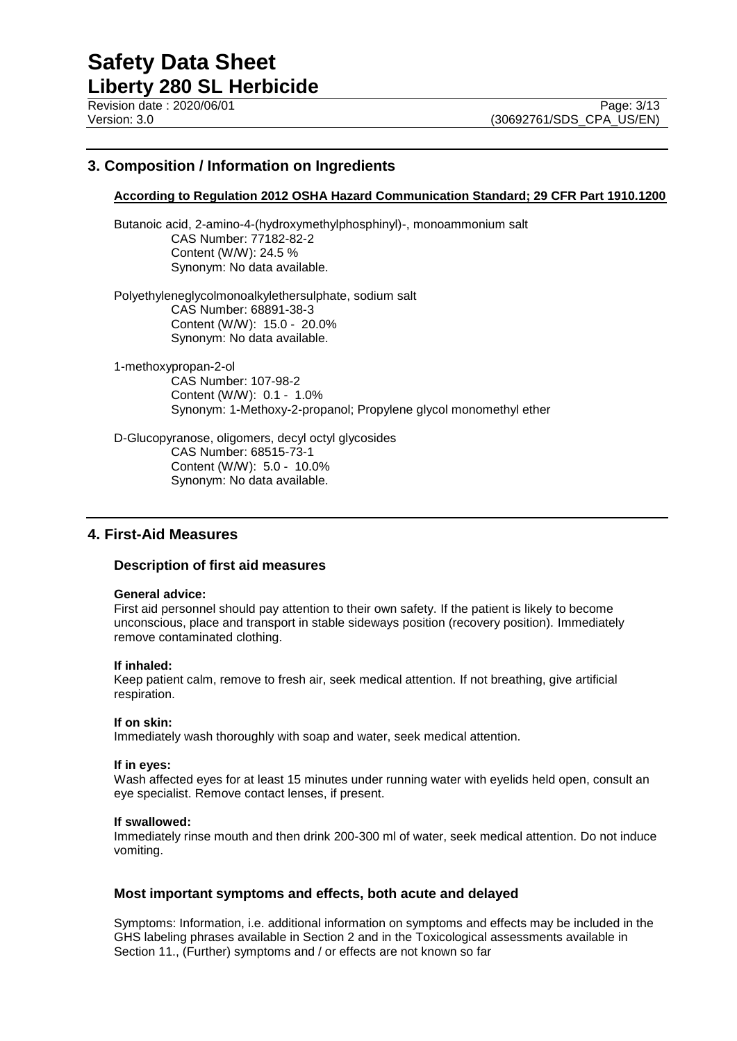## 3. Composition / Information on Ingredients

**According to Regulation 2012 OSHA Hazard Communication Standard; 29 CFR Part 1910.1200**

Butanoic acid, 2-amino-4-(hydroxymethylphosphinyl)-, monoammonium salt
CAS Number: 77182-82-2
Content (W/W): 24.5 %
Synonym: No data available.

Polyethyleneglycolmonoalkylethersulphate, sodium salt
CAS Number: 68891-38-3
Content (W/W): 15.0 - 20.0%
Synonym: No data available.

1-methoxypropan-2-ol
CAS Number: 107-98-2
Content (W/W): 0.1 - 1.0%
Synonym: 1-Methoxy-2-propanol; Propylene glycol monomethyl ether

D-Glucopyranose, oligomers, decyl octyl glycosides
CAS Number: 68515-73-1
Content (W/W): 5.0 - 10.0%
Synonym: No data available.

## 4. First-Aid Measures

### Description of first aid measures

**General advice:**
First aid personnel should pay attention to their own safety. If the patient is likely to become unconscious, place and transport in stable sideways position (recovery position). Immediately remove contaminated clothing.

**If inhaled:**
Keep patient calm, remove to fresh air, seek medical attention. If not breathing, give artificial respiration.

**If on skin:**
Immediately wash thoroughly with soap and water, seek medical attention.

**If in eyes:**
Wash affected eyes for at least 15 minutes under running water with eyelids held open, consult an eye specialist. Remove contact lenses, if present.

**If swallowed:**
Immediately rinse mouth and then drink 200-300 ml of water, seek medical attention. Do not induce vomiting.

### Most important symptoms and effects, both acute and delayed

Symptoms: Information, i.e. additional information on symptoms and effects may be included in the GHS labeling phrases available in Section 2 and in the Toxicological assessments available in Section 11., (Further) symptoms and / or effects are not known so far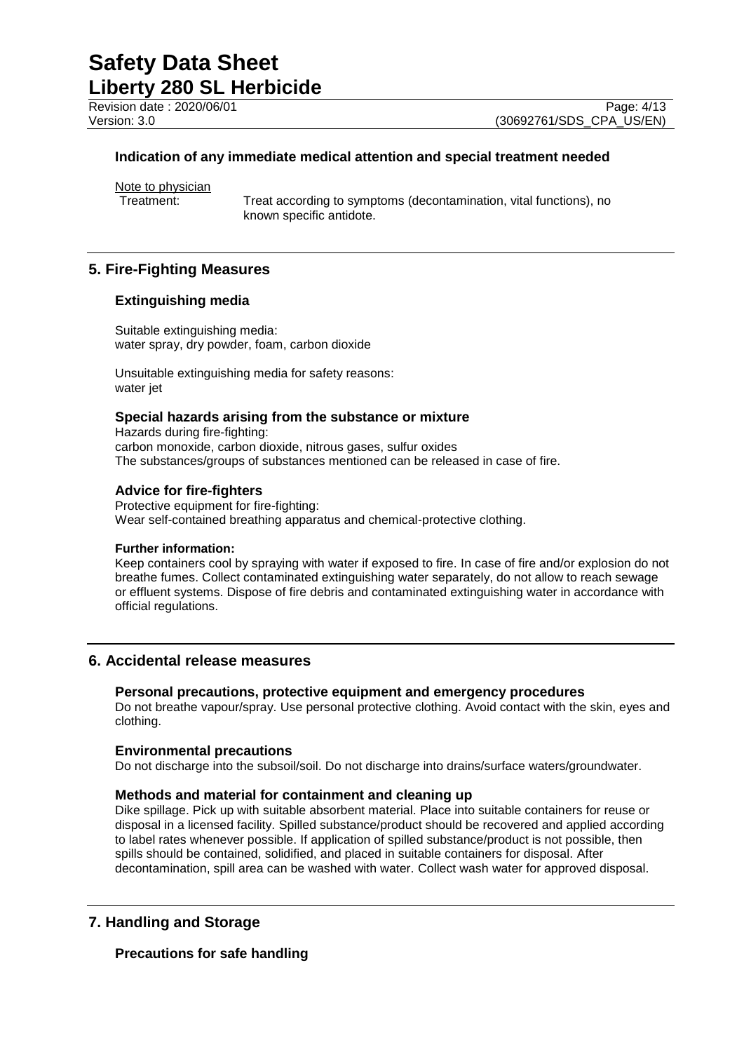### Indication of any immediate medical attention and special treatment needed

Note to physician

Treatment: Treat according to symptoms (decontamination, vital functions), no known specific antidote.

## 5. Fire-Fighting Measures

### Extinguishing media

Suitable extinguishing media:
water spray, dry powder, foam, carbon dioxide

Unsuitable extinguishing media for safety reasons:
water jet

### Special hazards arising from the substance or mixture

Hazards during fire-fighting:
carbon monoxide, carbon dioxide, nitrous gases, sulfur oxides
The substances/groups of substances mentioned can be released in case of fire.

### Advice for fire-fighters

Protective equipment for fire-fighting:
Wear self-contained breathing apparatus and chemical-protective clothing.

**Further information:**

Keep containers cool by spraying with water if exposed to fire. In case of fire and/or explosion do not breathe fumes. Collect contaminated extinguishing water separately, do not allow to reach sewage or effluent systems. Dispose of fire debris and contaminated extinguishing water in accordance with official regulations.

## 6. Accidental release measures

### Personal precautions, protective equipment and emergency procedures

Do not breathe vapour/spray. Use personal protective clothing. Avoid contact with the skin, eyes and clothing.

### Environmental precautions

Do not discharge into the subsoil/soil. Do not discharge into drains/surface waters/groundwater.

### Methods and material for containment and cleaning up

Dike spillage. Pick up with suitable absorbent material. Place into suitable containers for reuse or disposal in a licensed facility. Spilled substance/product should be recovered and applied according to label rates whenever possible. If application of spilled substance/product is not possible, then spills should be contained, solidified, and placed in suitable containers for disposal. After decontamination, spill area can be washed with water. Collect wash water for approved disposal.

## 7. Handling and Storage

### Precautions for safe handling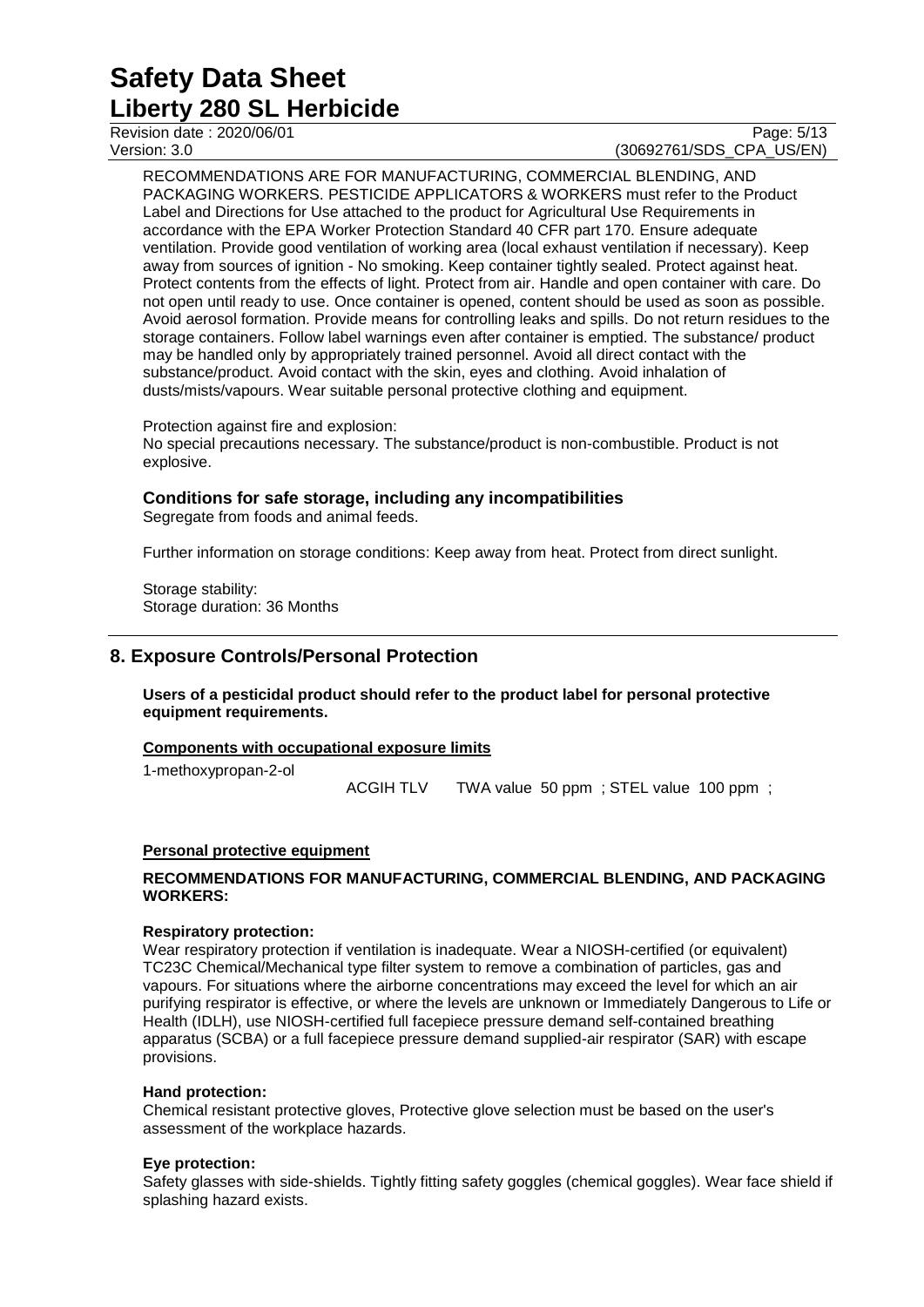RECOMMENDATIONS ARE FOR MANUFACTURING, COMMERCIAL BLENDING, AND PACKAGING WORKERS. PESTICIDE APPLICATORS & WORKERS must refer to the Product Label and Directions for Use attached to the product for Agricultural Use Requirements in accordance with the EPA Worker Protection Standard 40 CFR part 170. Ensure adequate ventilation. Provide good ventilation of working area (local exhaust ventilation if necessary). Keep away from sources of ignition - No smoking. Keep container tightly sealed. Protect against heat. Protect contents from the effects of light. Protect from air. Handle and open container with care. Do not open until ready to use. Once container is opened, content should be used as soon as possible. Avoid aerosol formation. Provide means for controlling leaks and spills. Do not return residues to the storage containers. Follow label warnings even after container is emptied. The substance/ product may be handled only by appropriately trained personnel. Avoid all direct contact with the substance/product. Avoid contact with the skin, eyes and clothing. Avoid inhalation of dusts/mists/vapours. Wear suitable personal protective clothing and equipment.

Protection against fire and explosion:
No special precautions necessary. The substance/product is non-combustible. Product is not explosive.

### Conditions for safe storage, including any incompatibilities

Segregate from foods and animal feeds.

Further information on storage conditions: Keep away from heat. Protect from direct sunlight.

Storage stability:
Storage duration: 36 Months

## 8. Exposure Controls/Personal Protection

**Users of a pesticidal product should refer to the product label for personal protective equipment requirements.**

**Components with occupational exposure limits**

| | | |
|---|---|---|
| 1-methoxypropan-2-ol | ACGIH TLV | TWA value 50 ppm ; STEL value 100 ppm ; |

**Personal protective equipment**

**RECOMMENDATIONS FOR MANUFACTURING, COMMERCIAL BLENDING, AND PACKAGING WORKERS:**

**Respiratory protection:**
Wear respiratory protection if ventilation is inadequate. Wear a NIOSH-certified (or equivalent) TC23C Chemical/Mechanical type filter system to remove a combination of particles, gas and vapours. For situations where the airborne concentrations may exceed the level for which an air purifying respirator is effective, or where the levels are unknown or Immediately Dangerous to Life or Health (IDLH), use NIOSH-certified full facepiece pressure demand self-contained breathing apparatus (SCBA) or a full facepiece pressure demand supplied-air respirator (SAR) with escape provisions.

**Hand protection:**
Chemical resistant protective gloves, Protective glove selection must be based on the user's assessment of the workplace hazards.

**Eye protection:**
Safety glasses with side-shields. Tightly fitting safety goggles (chemical goggles). Wear face shield if splashing hazard exists.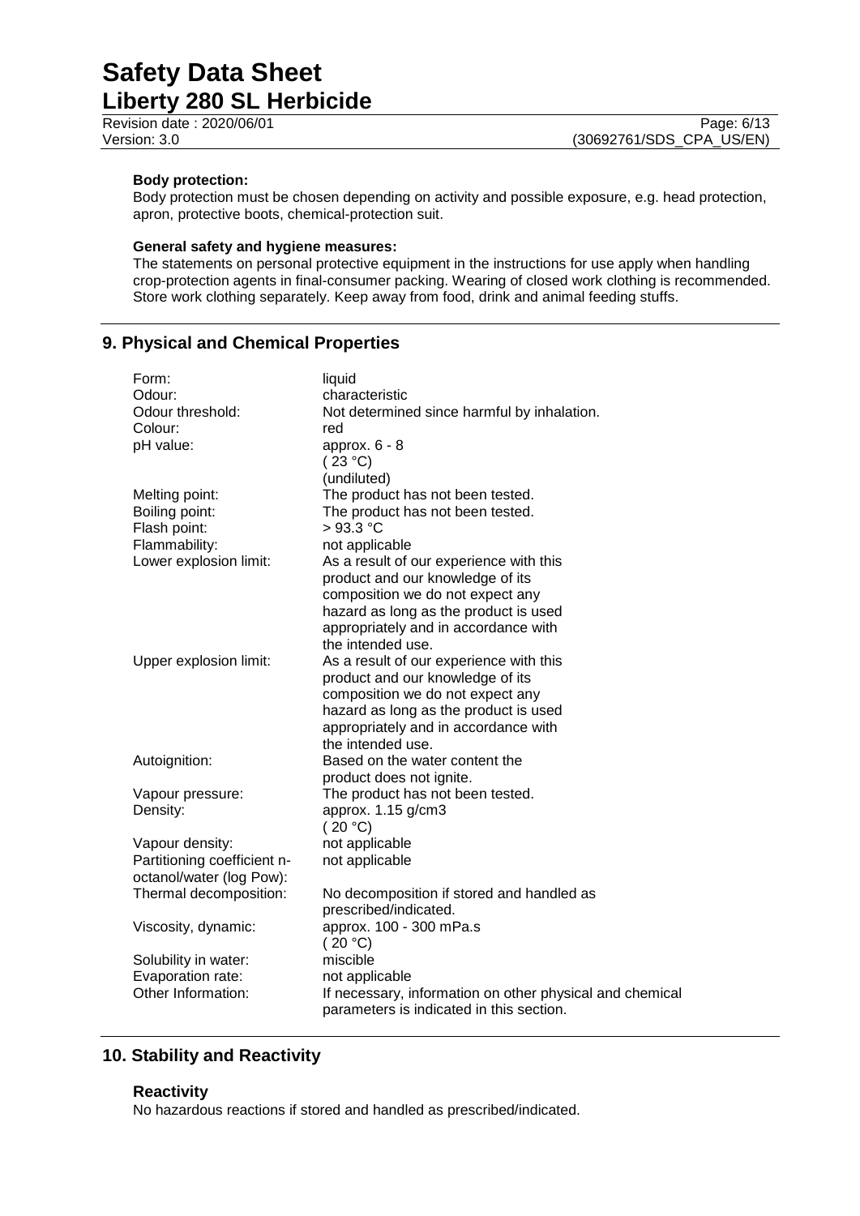**Body protection:**
Body protection must be chosen depending on activity and possible exposure, e.g. head protection, apron, protective boots, chemical-protection suit.

**General safety and hygiene measures:**
The statements on personal protective equipment in the instructions for use apply when handling crop-protection agents in final-consumer packing. Wearing of closed work clothing is recommended. Store work clothing separately. Keep away from food, drink and animal feeding stuffs.

## 9. Physical and Chemical Properties

| | |
|---|---|
| Form: | liquid |
| Odour: | characteristic |
| Odour threshold: | Not determined since harmful by inhalation. |
| Colour: | red |
| pH value: | approx. 6 - 8 ( 23 °C) (undiluted) |
| Melting point: | The product has not been tested. |
| Boiling point: | The product has not been tested. |
| Flash point: | > 93.3 °C |
| Flammability: | not applicable |
| Lower explosion limit: | As a result of our experience with this product and our knowledge of its composition we do not expect any hazard as long as the product is used appropriately and in accordance with the intended use. |
| Upper explosion limit: | As a result of our experience with this product and our knowledge of its composition we do not expect any hazard as long as the product is used appropriately and in accordance with the intended use. |
| Autoignition: | Based on the water content the product does not ignite. |
| Vapour pressure: | The product has not been tested. |
| Density: | approx. 1.15 g/cm3 ( 20 °C) |
| Vapour density: | not applicable |
| Partitioning coefficient n-octanol/water (log Pow): | not applicable |
| Thermal decomposition: | No decomposition if stored and handled as prescribed/indicated. |
| Viscosity, dynamic: | approx. 100 - 300 mPa.s ( 20 °C) |
| Solubility in water: | miscible |
| Evaporation rate: | not applicable |
| Other Information: | If necessary, information on other physical and chemical parameters is indicated in this section. |

## 10. Stability and Reactivity

### Reactivity

No hazardous reactions if stored and handled as prescribed/indicated.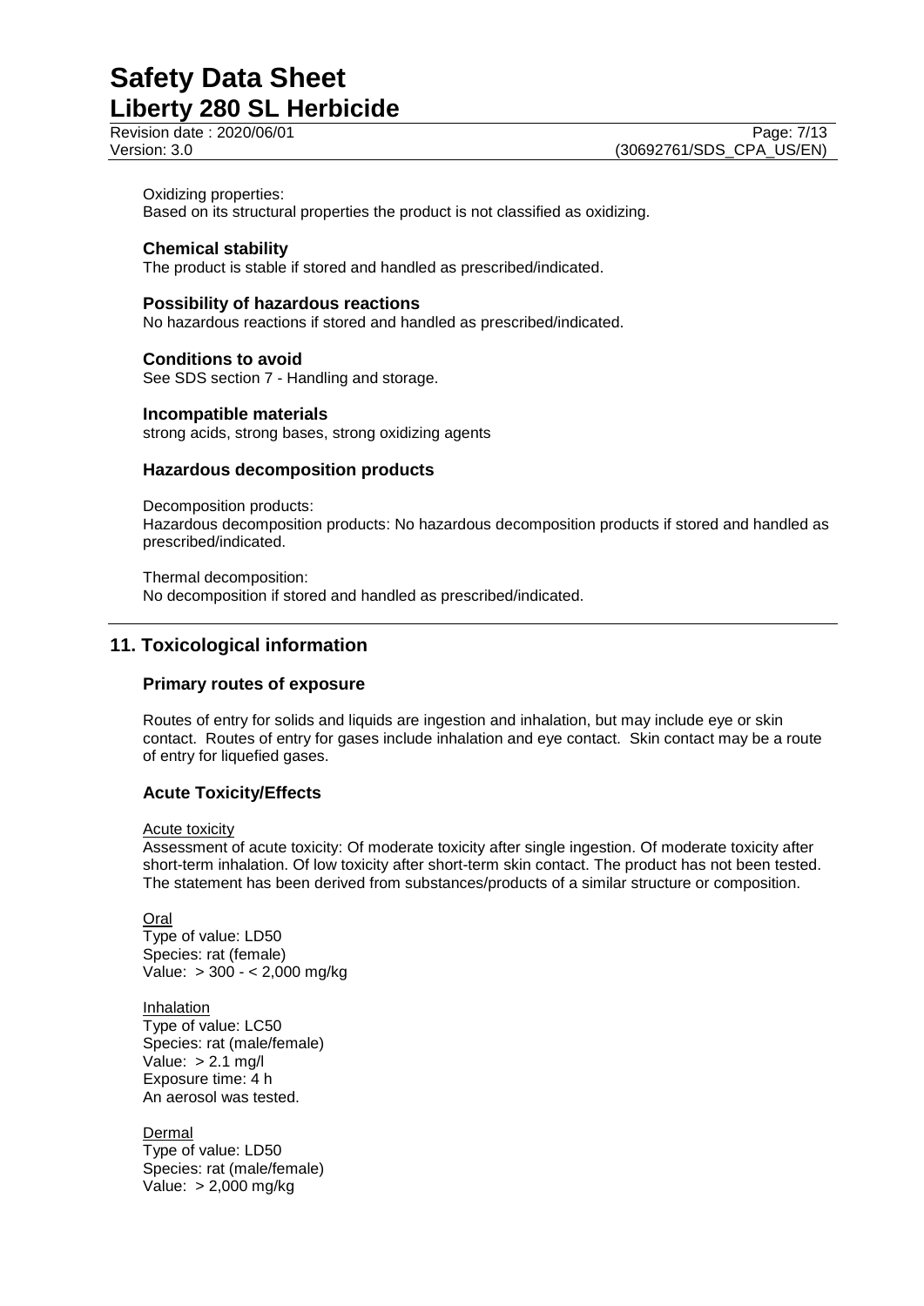Oxidizing properties:
Based on its structural properties the product is not classified as oxidizing.

### Chemical stability

The product is stable if stored and handled as prescribed/indicated.

### Possibility of hazardous reactions

No hazardous reactions if stored and handled as prescribed/indicated.

### Conditions to avoid

See SDS section 7 - Handling and storage.

### Incompatible materials

strong acids, strong bases, strong oxidizing agents

### Hazardous decomposition products

Decomposition products:
Hazardous decomposition products: No hazardous decomposition products if stored and handled as prescribed/indicated.

Thermal decomposition:
No decomposition if stored and handled as prescribed/indicated.

## 11. Toxicological information

### Primary routes of exposure

Routes of entry for solids and liquids are ingestion and inhalation, but may include eye or skin contact. Routes of entry for gases include inhalation and eye contact. Skin contact may be a route of entry for liquefied gases.

### Acute Toxicity/Effects

Acute toxicity
Assessment of acute toxicity: Of moderate toxicity after single ingestion. Of moderate toxicity after short-term inhalation. Of low toxicity after short-term skin contact. The product has not been tested. The statement has been derived from substances/products of a similar structure or composition.

Oral
Type of value: LD50
Species: rat (female)
Value: > 300 - < 2,000 mg/kg

Inhalation
Type of value: LC50
Species: rat (male/female)
Value: > 2.1 mg/l
Exposure time: 4 h
An aerosol was tested.

Dermal
Type of value: LD50
Species: rat (male/female)
Value: > 2,000 mg/kg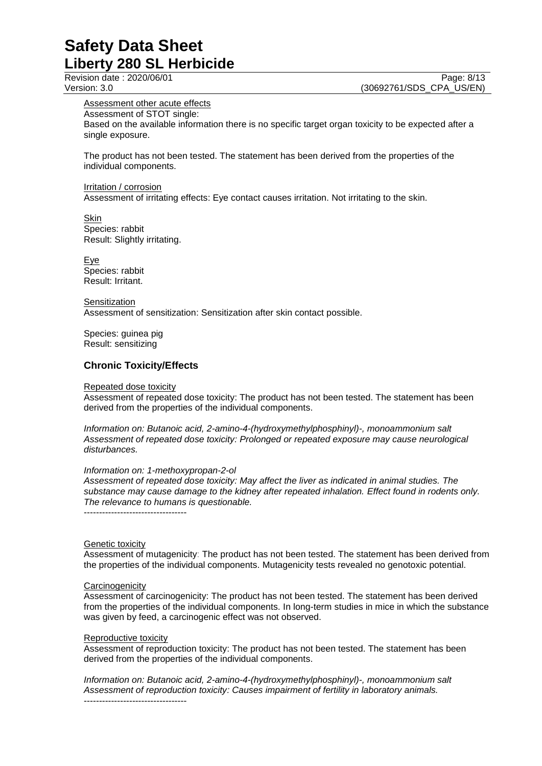Assessment other acute effects

Assessment of STOT single:

Based on the available information there is no specific target organ toxicity to be expected after a single exposure.

The product has not been tested. The statement has been derived from the properties of the individual components.

Irritation / corrosion

Assessment of irritating effects: Eye contact causes irritation. Not irritating to the skin.

Skin

Species: rabbit

Result: Slightly irritating.

Eye

Species: rabbit

Result: Irritant.

Sensitization

Assessment of sensitization: Sensitization after skin contact possible.

Species: guinea pig

Result: sensitizing

## Chronic Toxicity/Effects

Repeated dose toxicity

Assessment of repeated dose toxicity: The product has not been tested. The statement has been derived from the properties of the individual components.

*Information on: Butanoic acid, 2-amino-4-(hydroxymethylphosphinyl)-, monoammonium salt*
*Assessment of repeated dose toxicity: Prolonged or repeated exposure may cause neurological disturbances.*

*Information on: 1-methoxypropan-2-ol*
*Assessment of repeated dose toxicity: May affect the liver as indicated in animal studies. The substance may cause damage to the kidney after repeated inhalation. Effect found in rodents only. The relevance to humans is questionable.*

----------------------------------

Genetic toxicity

Assessment of mutagenicity: The product has not been tested. The statement has been derived from the properties of the individual components. Mutagenicity tests revealed no genotoxic potential.

Carcinogenicity

Assessment of carcinogenicity: The product has not been tested. The statement has been derived from the properties of the individual components. In long-term studies in mice in which the substance was given by feed, a carcinogenic effect was not observed.

Reproductive toxicity

Assessment of reproduction toxicity: The product has not been tested. The statement has been derived from the properties of the individual components.

*Information on: Butanoic acid, 2-amino-4-(hydroxymethylphosphinyl)-, monoammonium salt*
*Assessment of reproduction toxicity: Causes impairment of fertility in laboratory animals.*

----------------------------------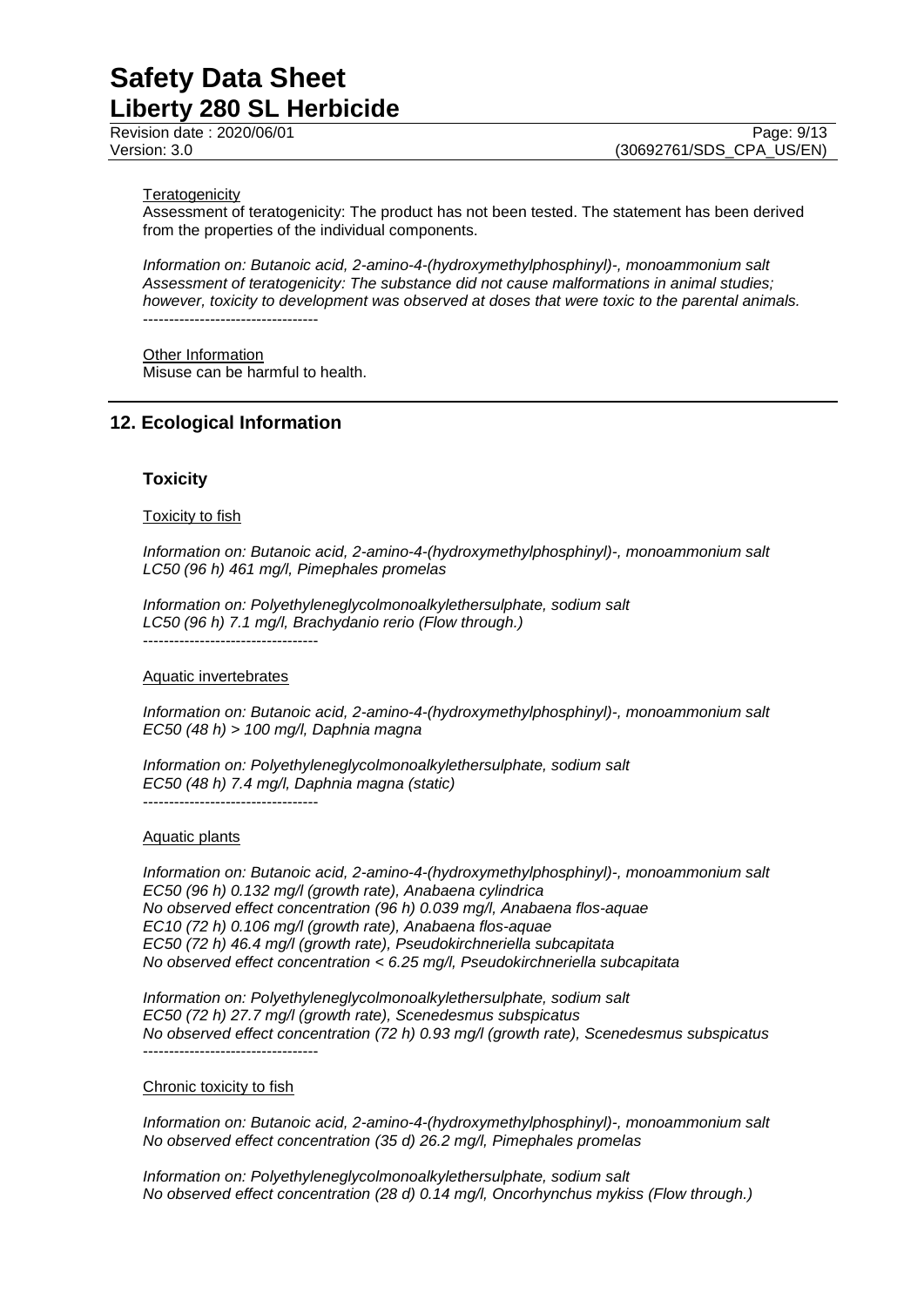#### Teratogenicity

Assessment of teratogenicity: The product has not been tested. The statement has been derived from the properties of the individual components.

*Information on: Butanoic acid, 2-amino-4-(hydroxymethylphosphinyl)-, monoammonium salt*
*Assessment of teratogenicity: The substance did not cause malformations in animal studies; however, toxicity to development was observed at doses that were toxic to the parental animals.*
----------------------------------

#### Other Information

Misuse can be harmful to health.

## 12. Ecological Information

### Toxicity

#### Toxicity to fish

*Information on: Butanoic acid, 2-amino-4-(hydroxymethylphosphinyl)-, monoammonium salt*
*LC50 (96 h) 461 mg/l, Pimephales promelas*

*Information on: Polyethyleneglycolmonoalkylethersulphate, sodium salt*
*LC50 (96 h) 7.1 mg/l, Brachydanio rerio (Flow through.)*
----------------------------------

#### Aquatic invertebrates

*Information on: Butanoic acid, 2-amino-4-(hydroxymethylphosphinyl)-, monoammonium salt*
*EC50 (48 h) > 100 mg/l, Daphnia magna*

*Information on: Polyethyleneglycolmonoalkylethersulphate, sodium salt*
*EC50 (48 h) 7.4 mg/l, Daphnia magna (static)*
----------------------------------

#### Aquatic plants

*Information on: Butanoic acid, 2-amino-4-(hydroxymethylphosphinyl)-, monoammonium salt*
*EC50 (96 h) 0.132 mg/l (growth rate), Anabaena cylindrica*
*No observed effect concentration (96 h) 0.039 mg/l, Anabaena flos-aquae*
*EC10 (72 h) 0.106 mg/l (growth rate), Anabaena flos-aquae*
*EC50 (72 h) 46.4 mg/l (growth rate), Pseudokirchneriella subcapitata*
*No observed effect concentration < 6.25 mg/l, Pseudokirchneriella subcapitata*

*Information on: Polyethyleneglycolmonoalkylethersulphate, sodium salt*
*EC50 (72 h) 27.7 mg/l (growth rate), Scenedesmus subspicatus*
*No observed effect concentration (72 h) 0.93 mg/l (growth rate), Scenedesmus subspicatus*
----------------------------------

#### Chronic toxicity to fish

*Information on: Butanoic acid, 2-amino-4-(hydroxymethylphosphinyl)-, monoammonium salt*
*No observed effect concentration (35 d) 26.2 mg/l, Pimephales promelas*

*Information on: Polyethyleneglycolmonoalkylethersulphate, sodium salt*
*No observed effect concentration (28 d) 0.14 mg/l, Oncorhynchus mykiss (Flow through.)*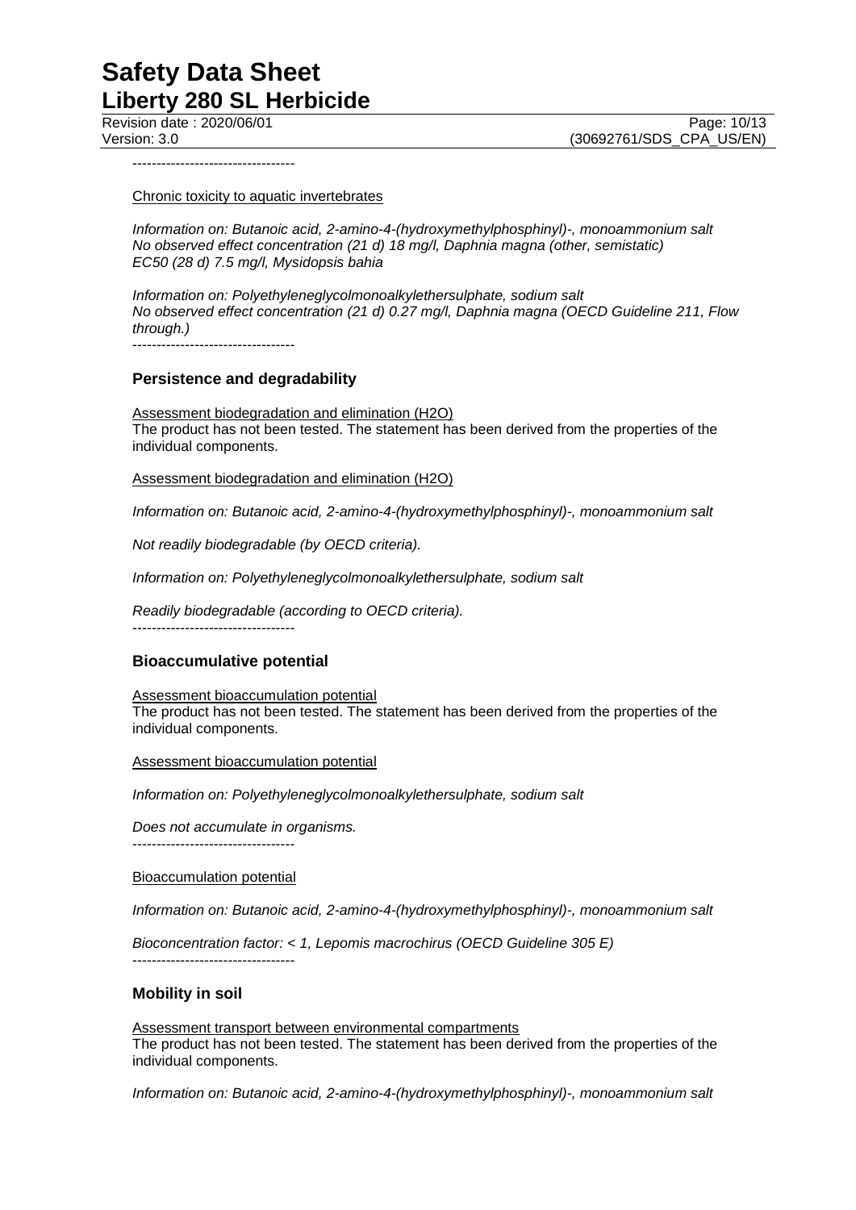----------------------------------

Chronic toxicity to aquatic invertebrates

*Information on: Butanoic acid, 2-amino-4-(hydroxymethylphosphinyl)-, monoammonium salt*
*No observed effect concentration (21 d) 18 mg/l, Daphnia magna (other, semistatic)*
*EC50 (28 d) 7.5 mg/l, Mysidopsis bahia*

*Information on: Polyethyleneglycolmonoalkylethersulphate, sodium salt*
*No observed effect concentration (21 d) 0.27 mg/l, Daphnia magna (OECD Guideline 211, Flow through.)*

----------------------------------

## Persistence and degradability

Assessment biodegradation and elimination (H2O)
The product has not been tested. The statement has been derived from the properties of the individual components.

Assessment biodegradation and elimination (H2O)

*Information on: Butanoic acid, 2-amino-4-(hydroxymethylphosphinyl)-, monoammonium salt*

*Not readily biodegradable (by OECD criteria).*

*Information on: Polyethyleneglycolmonoalkylethersulphate, sodium salt*

*Readily biodegradable (according to OECD criteria).*

----------------------------------

## Bioaccumulative potential

Assessment bioaccumulation potential
The product has not been tested. The statement has been derived from the properties of the individual components.

Assessment bioaccumulation potential

*Information on: Polyethyleneglycolmonoalkylethersulphate, sodium salt*

*Does not accumulate in organisms.*

----------------------------------

Bioaccumulation potential

*Information on: Butanoic acid, 2-amino-4-(hydroxymethylphosphinyl)-, monoammonium salt*

*Bioconcentration factor: < 1, Lepomis macrochirus (OECD Guideline 305 E)*

----------------------------------

## Mobility in soil

Assessment transport between environmental compartments
The product has not been tested. The statement has been derived from the properties of the individual components.

*Information on: Butanoic acid, 2-amino-4-(hydroxymethylphosphinyl)-, monoammonium salt*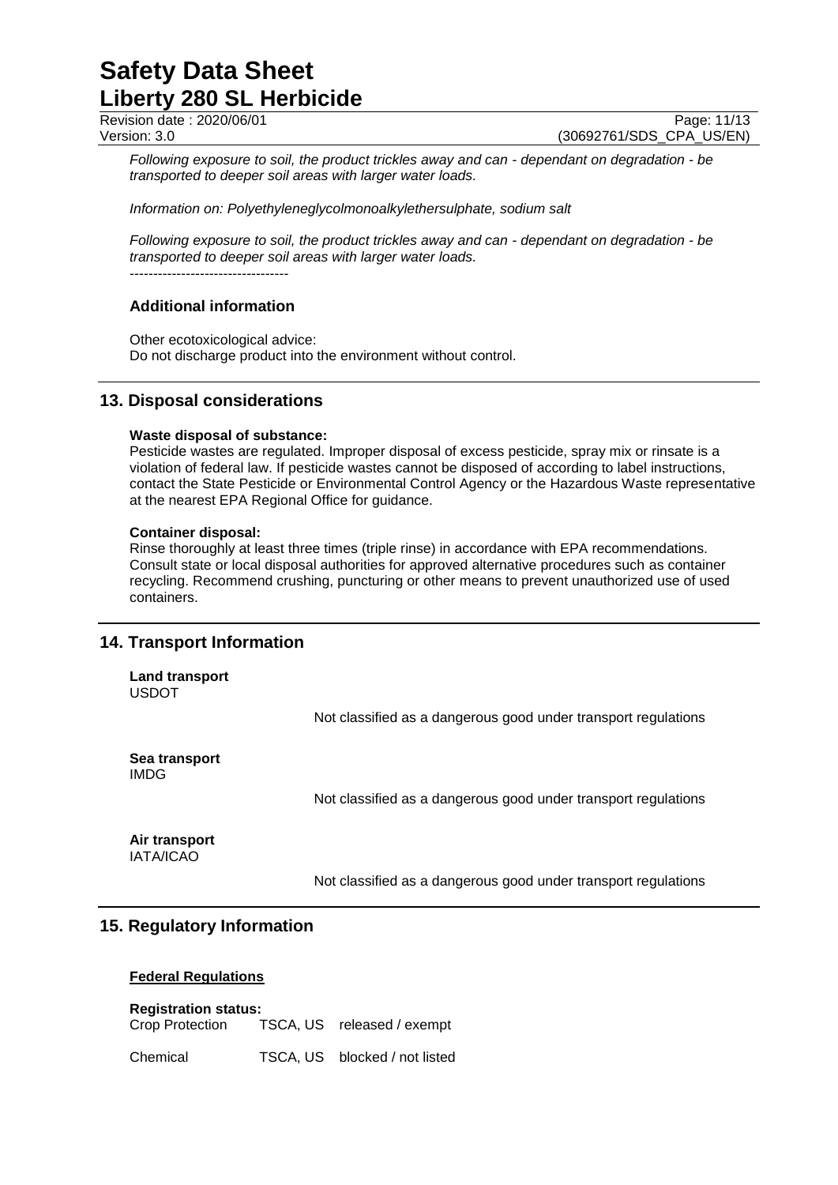*Following exposure to soil, the product trickles away and can - dependant on degradation - be transported to deeper soil areas with larger water loads.*

*Information on: Polyethyleneglycolmonoalkylethersulphate, sodium salt*

*Following exposure to soil, the product trickles away and can - dependant on degradation - be transported to deeper soil areas with larger water loads.*

----------------------------------

### Additional information

Other ecotoxicological advice:
Do not discharge product into the environment without control.

## 13. Disposal considerations

**Waste disposal of substance:**
Pesticide wastes are regulated. Improper disposal of excess pesticide, spray mix or rinsate is a violation of federal law. If pesticide wastes cannot be disposed of according to label instructions, contact the State Pesticide or Environmental Control Agency or the Hazardous Waste representative at the nearest EPA Regional Office for guidance.

**Container disposal:**
Rinse thoroughly at least three times (triple rinse) in accordance with EPA recommendations. Consult state or local disposal authorities for approved alternative procedures such as container recycling. Recommend crushing, puncturing or other means to prevent unauthorized use of used containers.

## 14. Transport Information

**Land transport**
USDOT

Not classified as a dangerous good under transport regulations

**Sea transport**
IMDG

Not classified as a dangerous good under transport regulations

**Air transport**
IATA/ICAO

Not classified as a dangerous good under transport regulations

## 15. Regulatory Information

**Federal Regulations**

**Registration status:**

| | | |
|---|---|---|
| Crop Protection | TSCA, US | released / exempt |
| Chemical | TSCA, US | blocked / not listed |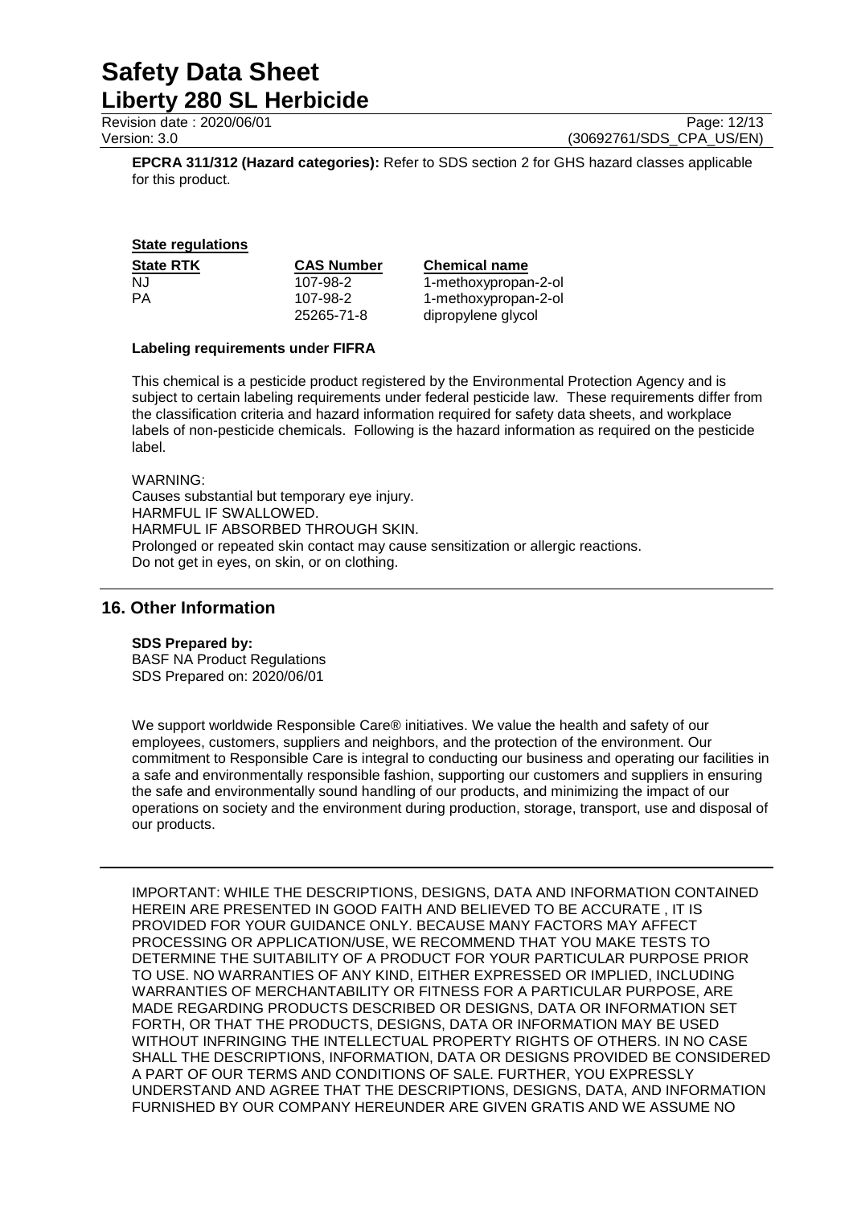**EPCRA 311/312 (Hazard categories):** Refer to SDS section 2 for GHS hazard classes applicable for this product.

**State regulations**

| State RTK | CAS Number | Chemical name |
|---|---|---|
| NJ | 107-98-2 | 1-methoxypropan-2-ol |
| PA | 107-98-2 | 1-methoxypropan-2-ol |
| | 25265-71-8 | dipropylene glycol |

**Labeling requirements under FIFRA**

This chemical is a pesticide product registered by the Environmental Protection Agency and is subject to certain labeling requirements under federal pesticide law. These requirements differ from the classification criteria and hazard information required for safety data sheets, and workplace labels of non-pesticide chemicals. Following is the hazard information as required on the pesticide label.

WARNING:
Causes substantial but temporary eye injury.
HARMFUL IF SWALLOWED.
HARMFUL IF ABSORBED THROUGH SKIN.
Prolonged or repeated skin contact may cause sensitization or allergic reactions.
Do not get in eyes, on skin, or on clothing.

## 16. Other Information

**SDS Prepared by:**
BASF NA Product Regulations
SDS Prepared on: 2020/06/01

We support worldwide Responsible Care® initiatives. We value the health and safety of our employees, customers, suppliers and neighbors, and the protection of the environment. Our commitment to Responsible Care is integral to conducting our business and operating our facilities in a safe and environmentally responsible fashion, supporting our customers and suppliers in ensuring the safe and environmentally sound handling of our products, and minimizing the impact of our operations on society and the environment during production, storage, transport, use and disposal of our products.

IMPORTANT: WHILE THE DESCRIPTIONS, DESIGNS, DATA AND INFORMATION CONTAINED HEREIN ARE PRESENTED IN GOOD FAITH AND BELIEVED TO BE ACCURATE , IT IS PROVIDED FOR YOUR GUIDANCE ONLY. BECAUSE MANY FACTORS MAY AFFECT PROCESSING OR APPLICATION/USE, WE RECOMMEND THAT YOU MAKE TESTS TO DETERMINE THE SUITABILITY OF A PRODUCT FOR YOUR PARTICULAR PURPOSE PRIOR TO USE. NO WARRANTIES OF ANY KIND, EITHER EXPRESSED OR IMPLIED, INCLUDING WARRANTIES OF MERCHANTABILITY OR FITNESS FOR A PARTICULAR PURPOSE, ARE MADE REGARDING PRODUCTS DESCRIBED OR DESIGNS, DATA OR INFORMATION SET FORTH, OR THAT THE PRODUCTS, DESIGNS, DATA OR INFORMATION MAY BE USED WITHOUT INFRINGING THE INTELLECTUAL PROPERTY RIGHTS OF OTHERS. IN NO CASE SHALL THE DESCRIPTIONS, INFORMATION, DATA OR DESIGNS PROVIDED BE CONSIDERED A PART OF OUR TERMS AND CONDITIONS OF SALE. FURTHER, YOU EXPRESSLY UNDERSTAND AND AGREE THAT THE DESCRIPTIONS, DESIGNS, DATA, AND INFORMATION FURNISHED BY OUR COMPANY HEREUNDER ARE GIVEN GRATIS AND WE ASSUME NO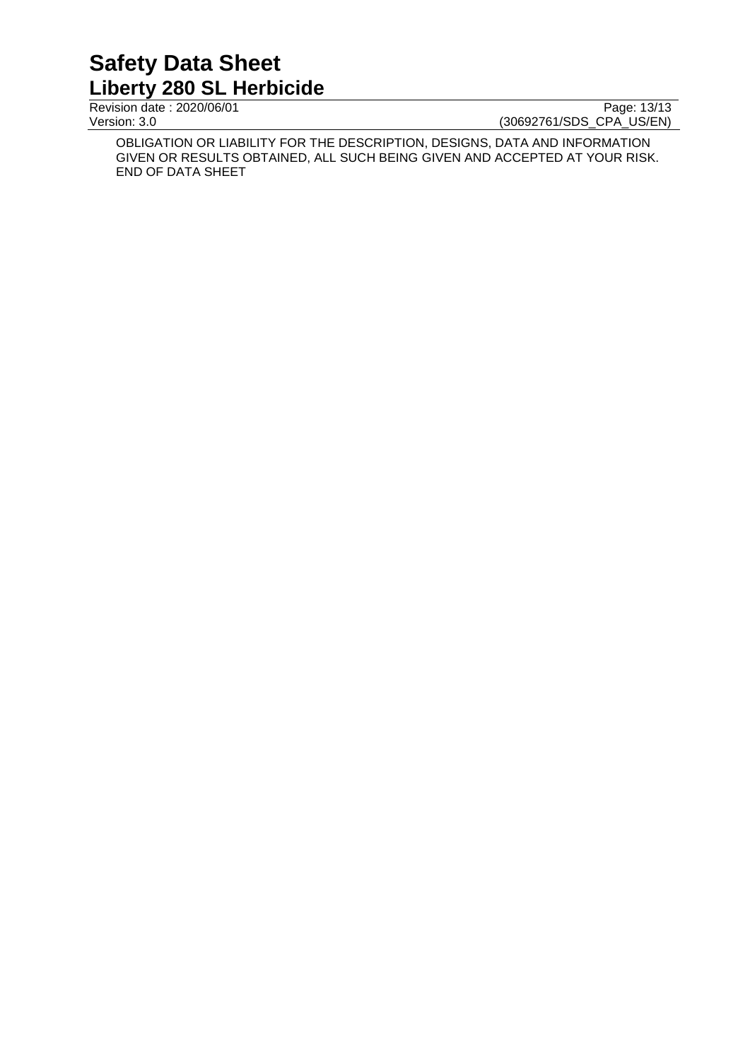OBLIGATION OR LIABILITY FOR THE DESCRIPTION, DESIGNS, DATA AND INFORMATION GIVEN OR RESULTS OBTAINED, ALL SUCH BEING GIVEN AND ACCEPTED AT YOUR RISK.
END OF DATA SHEET